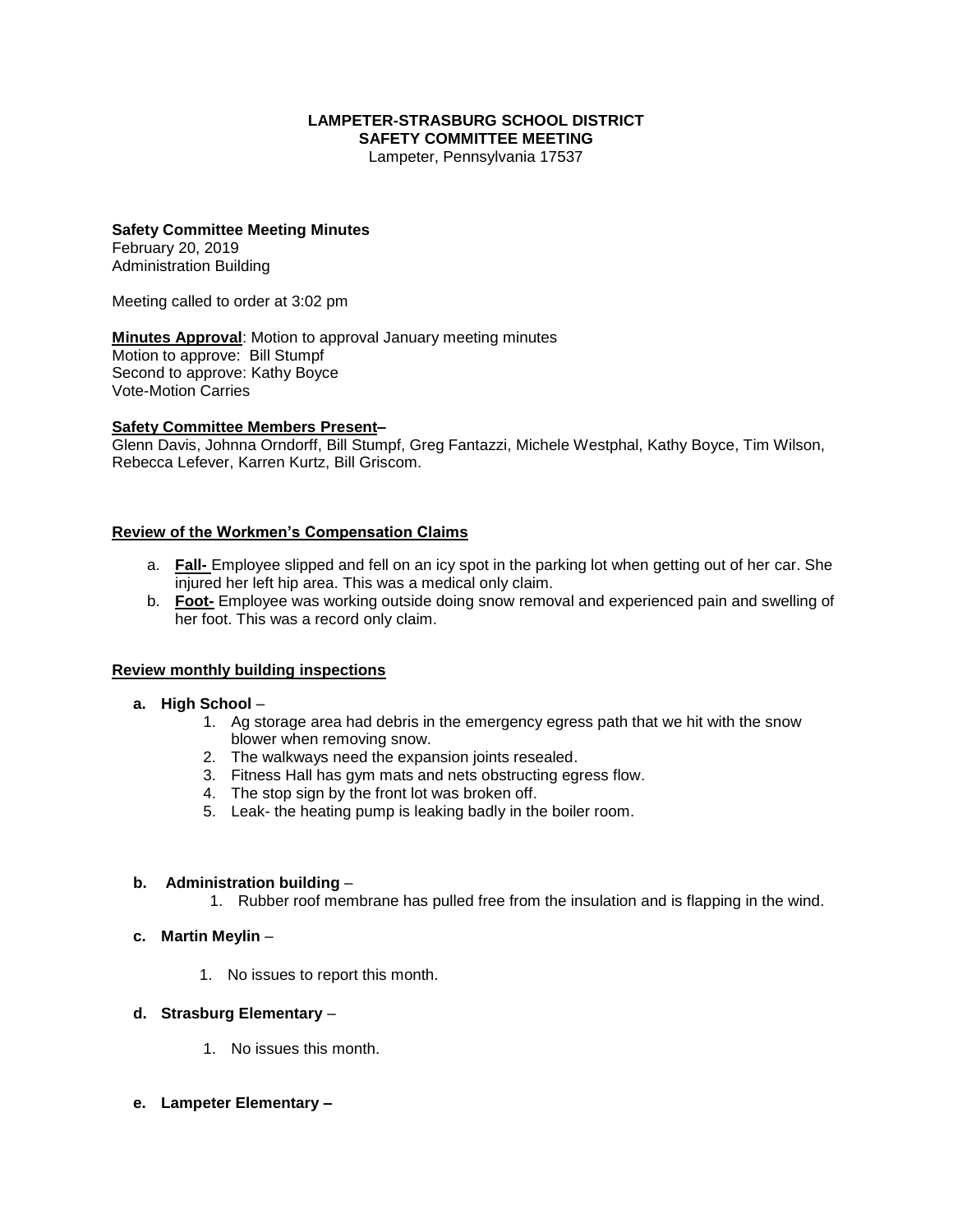**LAMPETER-STRASBURG SCHOOL DISTRICT**
**SAFETY COMMITTEE MEETING**
Lampeter, Pennsylvania 17537

**Safety Committee Meeting Minutes**
February 20, 2019
Administration Building

Meeting called to order at 3:02 pm

**Minutes Approval**: Motion to approval January meeting minutes
Motion to approve: Bill Stumpf
Second to approve: Kathy Boyce
Vote-Motion Carries

**Safety Committee Members Present–**
Glenn Davis, Johnna Orndorff, Bill Stumpf, Greg Fantazzi, Michele Westphal, Kathy Boyce, Tim Wilson, Rebecca Lefever, Karren Kurtz, Bill Griscom.

**Review of the Workmen's Compensation Claims**

a. **Fall-** Employee slipped and fell on an icy spot in the parking lot when getting out of her car. She injured her left hip area. This was a medical only claim.
b. **Foot-** Employee was working outside doing snow removal and experienced pain and swelling of her foot. This was a record only claim.

**Review monthly building inspections**

**a. High School** –
1. Ag storage area had debris in the emergency egress path that we hit with the snow blower when removing snow.
2. The walkways need the expansion joints resealed.
3. Fitness Hall has gym mats and nets obstructing egress flow.
4. The stop sign by the front lot was broken off.
5. Leak- the heating pump is leaking badly in the boiler room.

**b. Administration building** –
1. Rubber roof membrane has pulled free from the insulation and is flapping in the wind.

**c. Martin Meylin** –
1. No issues to report this month.

**d. Strasburg Elementary** –
1. No issues this month.

**e. Lampeter Elementary –**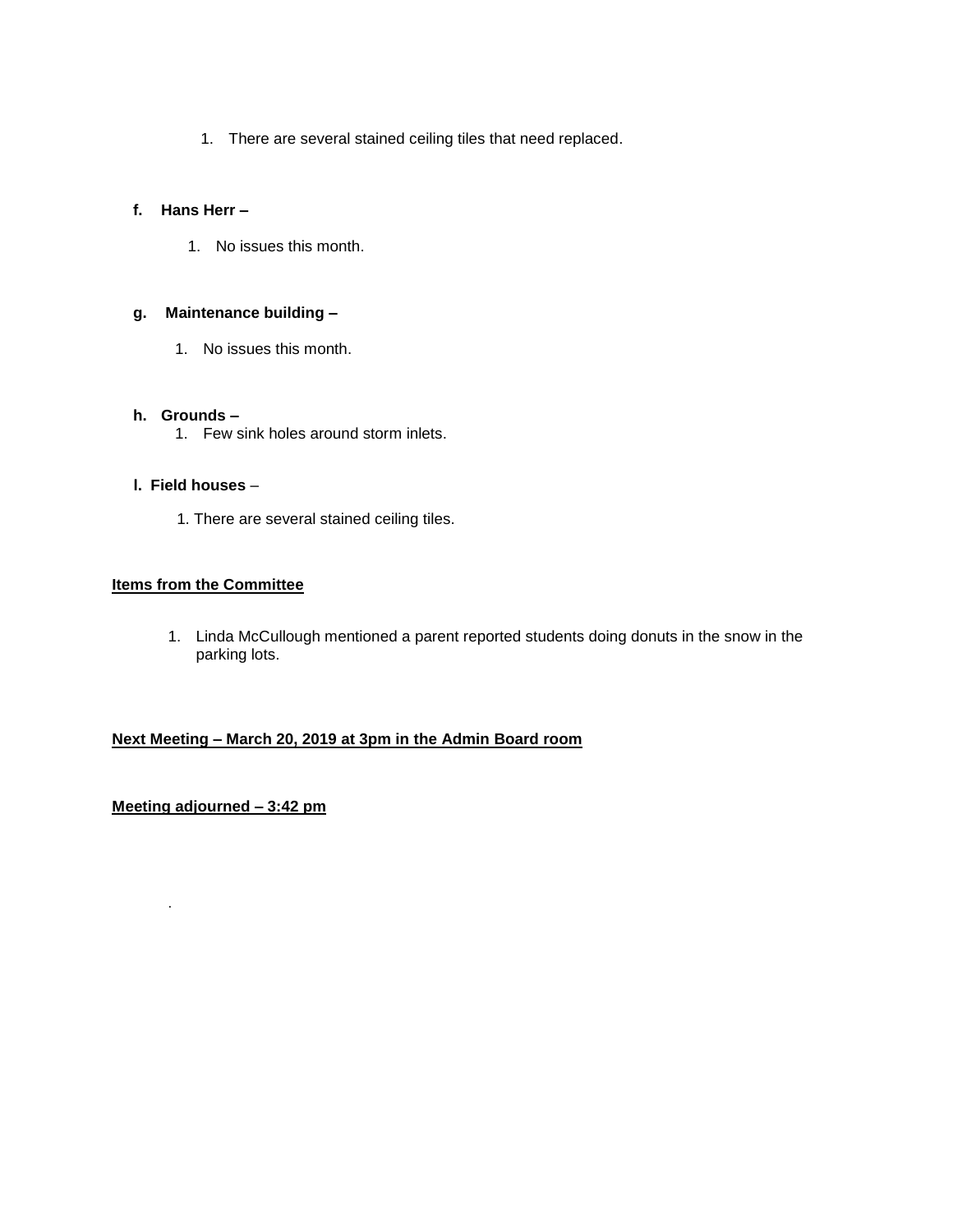1. There are several stained ceiling tiles that need replaced.

**f. Hans Herr –**

1. No issues this month.

**g. Maintenance building –**

1. No issues this month.

**h. Grounds –**

1. Few sink holes around storm inlets.

**I. Field houses** –

1. There are several stained ceiling tiles.

**Items from the Committee**

1. Linda McCullough mentioned a parent reported students doing donuts in the snow in the parking lots.

**Next Meeting – March 20, 2019 at 3pm in the Admin Board room**

**Meeting adjourned – 3:42 pm**

.